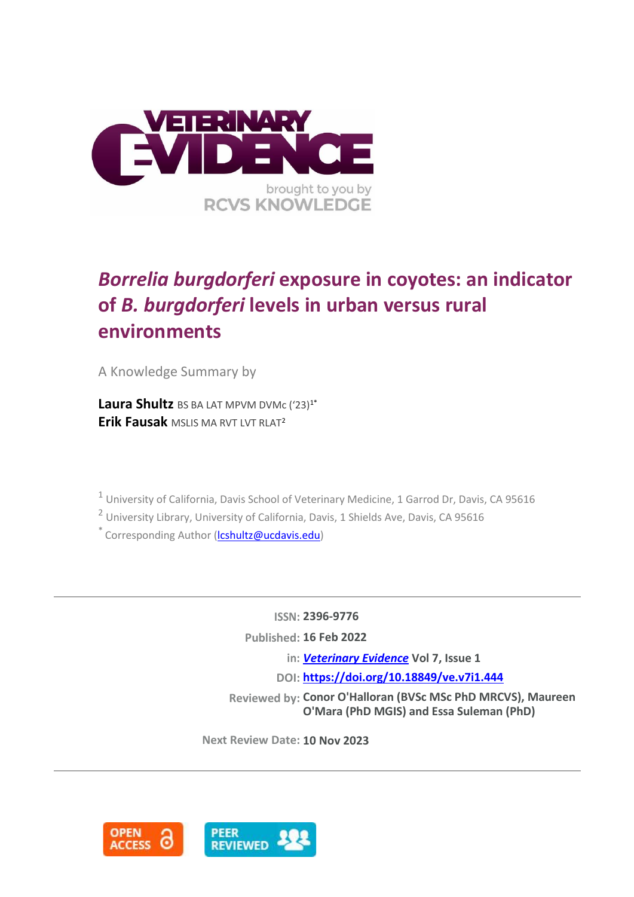# *Borrelia burgdorferi* exposure in coyotes: an indicator of *B. burgdorferi* levels in urban versus rural environments

A Knowledge Summary by

**Laura Shultz** BS BA LAT MPVM DVMc ('23)[1*]
**Erik Fausak** MSLIS MA RVT LVT RLAT[2]

[1] University of California, Davis School of Veterinary Medicine, 1 Garrod Dr, Davis, CA 95616

[2] University Library, University of California, Davis, 1 Shields Ave, Davis, CA 95616

[*] Corresponding Author (lcshultz@ucdavis.edu)

---

ISSN: **2396-9776**

Published: **16 Feb 2022**

in: ***Veterinary Evidence*** **Vol 7, Issue 1**

DOI: **https://doi.org/10.18849/ve.v7i1.444**

Reviewed by: **Conor O'Halloran (BVSc MSc PhD MRCVS), Maureen O'Mara (PhD MGIS) and Essa Suleman (PhD)**

Next Review Date: **10 Nov 2023**

---

OPEN ACCESS

PEER REVIEWED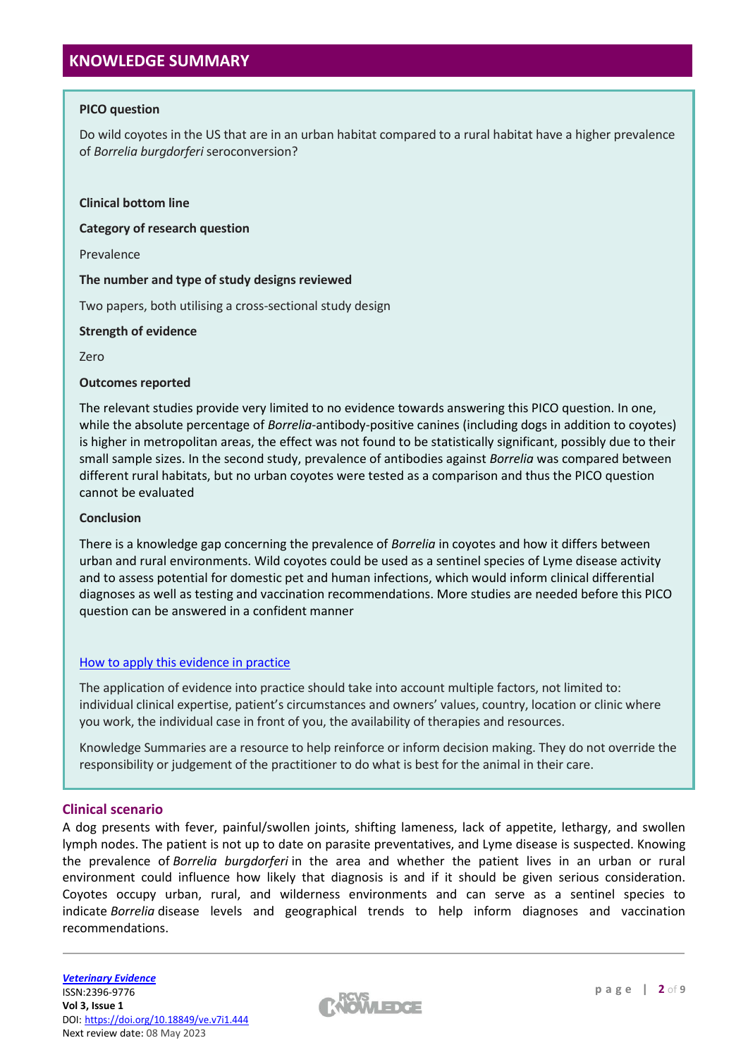## KNOWLEDGE SUMMARY

**PICO question**

Do wild coyotes in the US that are in an urban habitat compared to a rural habitat have a higher prevalence of *Borrelia burgdorferi* seroconversion?

**Clinical bottom line**

**Category of research question**

Prevalence

**The number and type of study designs reviewed**

Two papers, both utilising a cross-sectional study design

**Strength of evidence**

Zero

**Outcomes reported**

The relevant studies provide very limited to no evidence towards answering this PICO question. In one, while the absolute percentage of *Borrelia*-antibody-positive canines (including dogs in addition to coyotes) is higher in metropolitan areas, the effect was not found to be statistically significant, possibly due to their small sample sizes. In the second study, prevalence of antibodies against *Borrelia* was compared between different rural habitats, but no urban coyotes were tested as a comparison and thus the PICO question cannot be evaluated

**Conclusion**

There is a knowledge gap concerning the prevalence of *Borrelia* in coyotes and how it differs between urban and rural environments. Wild coyotes could be used as a sentinel species of Lyme disease activity and to assess potential for domestic pet and human infections, which would inform clinical differential diagnoses as well as testing and vaccination recommendations. More studies are needed before this PICO question can be answered in a confident manner

[How to apply this evidence in practice]

The application of evidence into practice should take into account multiple factors, not limited to: individual clinical expertise, patient's circumstances and owners' values, country, location or clinic where you work, the individual case in front of you, the availability of therapies and resources.

Knowledge Summaries are a resource to help reinforce or inform decision making. They do not override the responsibility or judgement of the practitioner to do what is best for the animal in their care.

## Clinical scenario

A dog presents with fever, painful/swollen joints, shifting lameness, lack of appetite, lethargy, and swollen lymph nodes. The patient is not up to date on parasite preventatives, and Lyme disease is suspected. Knowing the prevalence of *Borrelia burgdorferi* in the area and whether the patient lives in an urban or rural environment could influence how likely that diagnosis is and if it should be given serious consideration. Coyotes occupy urban, rural, and wilderness environments and can serve as a sentinel species to indicate *Borrelia* disease levels and geographical trends to help inform diagnoses and vaccination recommendations.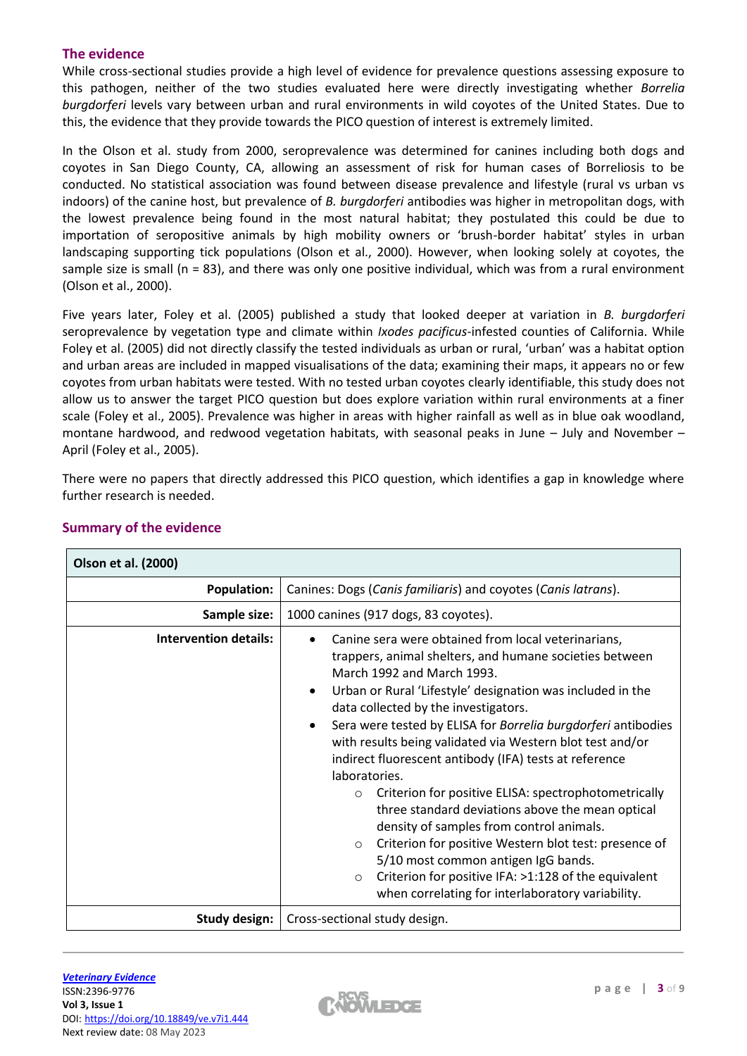## The evidence

While cross-sectional studies provide a high level of evidence for prevalence questions assessing exposure to this pathogen, neither of the two studies evaluated here were directly investigating whether *Borrelia burgdorferi* levels vary between urban and rural environments in wild coyotes of the United States. Due to this, the evidence that they provide towards the PICO question of interest is extremely limited.

In the Olson et al. study from 2000, seroprevalence was determined for canines including both dogs and coyotes in San Diego County, CA, allowing an assessment of risk for human cases of Borreliosis to be conducted. No statistical association was found between disease prevalence and lifestyle (rural vs urban vs indoors) of the canine host, but prevalence of *B. burgdorferi* antibodies was higher in metropolitan dogs, with the lowest prevalence being found in the most natural habitat; they postulated this could be due to importation of seropositive animals by high mobility owners or 'brush-border habitat' styles in urban landscaping supporting tick populations (Olson et al., 2000). However, when looking solely at coyotes, the sample size is small (n = 83), and there was only one positive individual, which was from a rural environment (Olson et al., 2000).

Five years later, Foley et al. (2005) published a study that looked deeper at variation in *B. burgdorferi* seroprevalence by vegetation type and climate within *Ixodes pacificus*-infested counties of California. While Foley et al. (2005) did not directly classify the tested individuals as urban or rural, 'urban' was a habitat option and urban areas are included in mapped visualisations of the data; examining their maps, it appears no or few coyotes from urban habitats were tested. With no tested urban coyotes clearly identifiable, this study does not allow us to answer the target PICO question but does explore variation within rural environments at a finer scale (Foley et al., 2005). Prevalence was higher in areas with higher rainfall as well as in blue oak woodland, montane hardwood, and redwood vegetation habitats, with seasonal peaks in June – July and November – April (Foley et al., 2005).

There were no papers that directly addressed this PICO question, which identifies a gap in knowledge where further research is needed.

## Summary of the evidence

| **Olson et al. (2000)** | |
|---|---|
| **Population:** | Canines: Dogs (*Canis familiaris*) and coyotes (*Canis latrans*). |
| **Sample size:** | 1000 canines (917 dogs, 83 coyotes). |
| **Intervention details:** | • Canine sera were obtained from local veterinarians, trappers, animal shelters, and humane societies between March 1992 and March 1993.<br>• Urban or Rural 'Lifestyle' designation was included in the data collected by the investigators.<br>• Sera were tested by ELISA for *Borrelia burgdorferi* antibodies with results being validated via Western blot test and/or indirect fluorescent antibody (IFA) tests at reference laboratories.<br>  ○ Criterion for positive ELISA: spectrophotometrically three standard deviations above the mean optical density of samples from control animals.<br>  ○ Criterion for positive Western blot test: presence of 5/10 most common antigen IgG bands.<br>  ○ Criterion for positive IFA: >1:128 of the equivalent when correlating for interlaboratory variability. |
| **Study design:** | Cross-sectional study design. |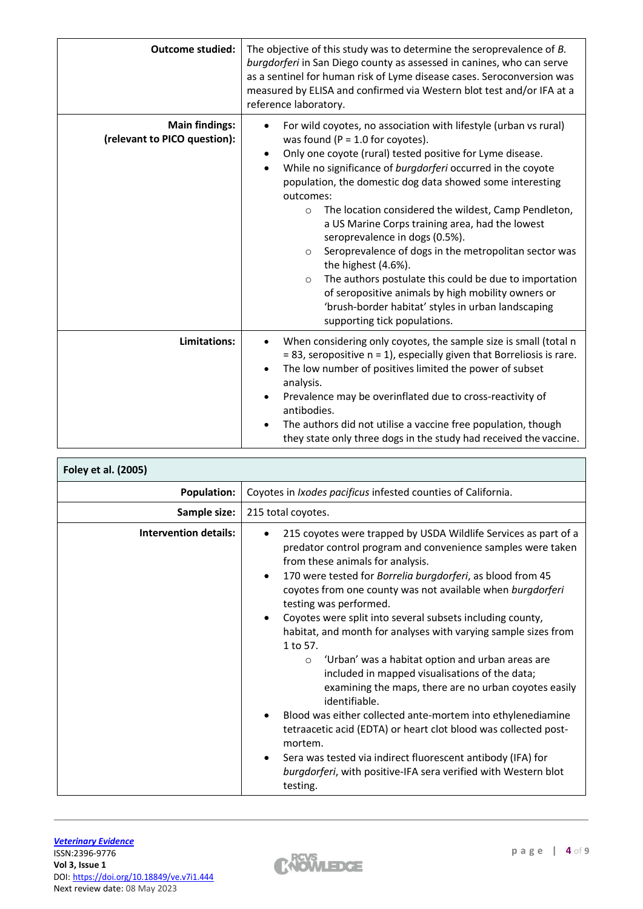| | |
|---|---|
| **Outcome studied:** | The objective of this study was to determine the seroprevalence of *B. burgdorferi* in San Diego county as assessed in canines, who can serve as a sentinel for human risk of Lyme disease cases. Seroconversion was measured by ELISA and confirmed via Western blot test and/or IFA at a reference laboratory. |
| **Main findings: (relevant to PICO question):** | <ul><li>For wild coyotes, no association with lifestyle (urban vs rural) was found (P = 1.0 for coyotes).</li><li>Only one coyote (rural) tested positive for Lyme disease.</li><li>While no significance of *burgdorferi* occurred in the coyote population, the domestic dog data showed some interesting outcomes:<ul><li>The location considered the wildest, Camp Pendleton, a US Marine Corps training area, had the lowest seroprevalence in dogs (0.5%).</li><li>Seroprevalence of dogs in the metropolitan sector was the highest (4.6%).</li><li>The authors postulate this could be due to importation of seropositive animals by high mobility owners or 'brush-border habitat' styles in urban landscaping supporting tick populations.</li></ul></li></ul> |
| **Limitations:** | <ul><li>When considering only coyotes, the sample size is small (total n = 83, seropositive n = 1), especially given that Borreliosis is rare.</li><li>The low number of positives limited the power of subset analysis.</li><li>Prevalence may be overinflated due to cross-reactivity of antibodies.</li><li>The authors did not utilise a vaccine free population, though they state only three dogs in the study had received the vaccine.</li></ul> |

| **Foley et al. (2005)** | |
|---|---|
| **Population:** | Coyotes in *Ixodes pacificus* infested counties of California. |
| **Sample size:** | 215 total coyotes. |
| **Intervention details:** | <ul><li>215 coyotes were trapped by USDA Wildlife Services as part of a predator control program and convenience samples were taken from these animals for analysis.</li><li>170 were tested for *Borrelia burgdorferi*, as blood from 45 coyotes from one county was not available when *burgdorferi* testing was performed.</li><li>Coyotes were split into several subsets including county, habitat, and month for analyses with varying sample sizes from 1 to 57.<ul><li>'Urban' was a habitat option and urban areas are included in mapped visualisations of the data; examining the maps, there are no urban coyotes easily identifiable.</li></ul></li><li>Blood was either collected ante-mortem into ethylenediamine tetraacetic acid (EDTA) or heart clot blood was collected post-mortem.</li><li>Sera was tested via indirect fluorescent antibody (IFA) for *burgdorferi*, with positive-IFA sera verified with Western blot testing.</li></ul> |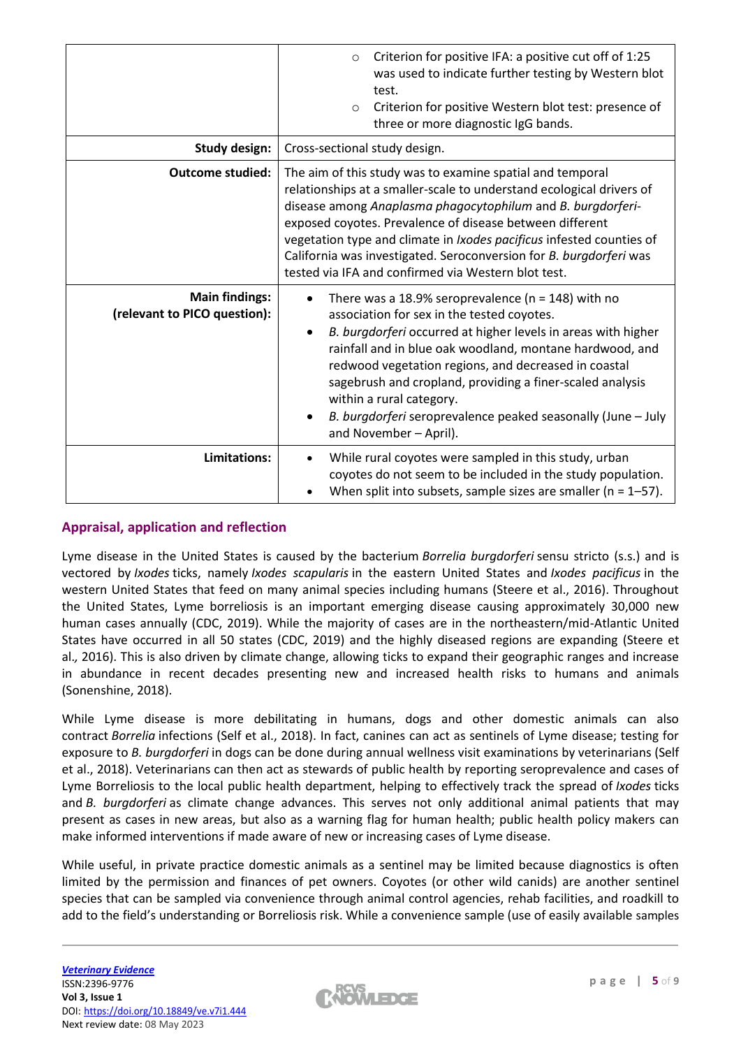| | |
|---|---|
| | ○ Criterion for positive IFA: a positive cut off of 1:25 was used to indicate further testing by Western blot test.<br>○ Criterion for positive Western blot test: presence of three or more diagnostic IgG bands. |
| **Study design:** | Cross-sectional study design. |
| **Outcome studied:** | The aim of this study was to examine spatial and temporal relationships at a smaller-scale to understand ecological drivers of disease among *Anaplasma phagocytophilum* and *B. burgdorferi*-exposed coyotes. Prevalence of disease between different vegetation type and climate in *Ixodes pacificus* infested counties of California was investigated. Seroconversion for *B. burgdorferi* was tested via IFA and confirmed via Western blot test. |
| **Main findings: (relevant to PICO question):** | • There was a 18.9% seroprevalence (n = 148) with no association for sex in the tested coyotes.<br>• *B. burgdorferi* occurred at higher levels in areas with higher rainfall and in blue oak woodland, montane hardwood, and redwood vegetation regions, and decreased in coastal sagebrush and cropland, providing a finer-scaled analysis within a rural category.<br>• *B. burgdorferi* seroprevalence peaked seasonally (June – July and November – April). |
| **Limitations:** | • While rural coyotes were sampled in this study, urban coyotes do not seem to be included in the study population.<br>• When split into subsets, sample sizes are smaller (n = 1–57). |

## Appraisal, application and reflection

Lyme disease in the United States is caused by the bacterium *Borrelia burgdorferi* sensu stricto (s.s.) and is vectored by *Ixodes* ticks, namely *Ixodes scapularis* in the eastern United States and *Ixodes pacificus* in the western United States that feed on many animal species including humans (Steere et al., 2016). Throughout the United States, Lyme borreliosis is an important emerging disease causing approximately 30,000 new human cases annually (CDC, 2019). While the majority of cases are in the northeastern/mid-Atlantic United States have occurred in all 50 states (CDC, 2019) and the highly diseased regions are expanding (Steere et al., 2016). This is also driven by climate change, allowing ticks to expand their geographic ranges and increase in abundance in recent decades presenting new and increased health risks to humans and animals (Sonenshine, 2018).

While Lyme disease is more debilitating in humans, dogs and other domestic animals can also contract *Borrelia* infections (Self et al., 2018). In fact, canines can act as sentinels of Lyme disease; testing for exposure to *B. burgdorferi* in dogs can be done during annual wellness visit examinations by veterinarians (Self et al., 2018). Veterinarians can then act as stewards of public health by reporting seroprevalence and cases of Lyme Borreliosis to the local public health department, helping to effectively track the spread of *Ixodes* ticks and *B. burgdorferi* as climate change advances. This serves not only additional animal patients that may present as cases in new areas, but also as a warning flag for human health; public health policy makers can make informed interventions if made aware of new or increasing cases of Lyme disease.

While useful, in private practice domestic animals as a sentinel may be limited because diagnostics is often limited by the permission and finances of pet owners. Coyotes (or other wild canids) are another sentinel species that can be sampled via convenience through animal control agencies, rehab facilities, and roadkill to add to the field's understanding or Borreliosis risk. While a convenience sample (use of easily available samples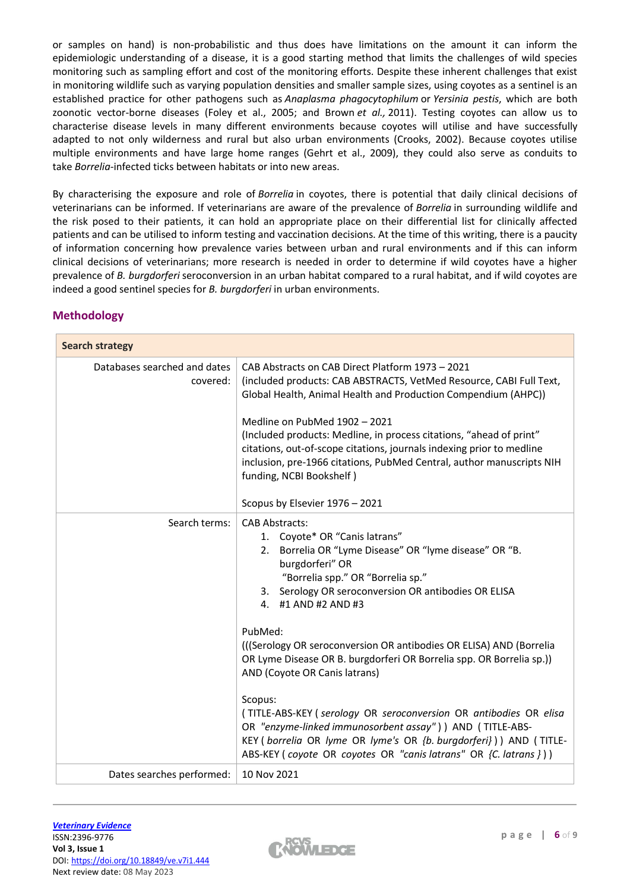or samples on hand) is non-probabilistic and thus does have limitations on the amount it can inform the epidemiologic understanding of a disease, it is a good starting method that limits the challenges of wild species monitoring such as sampling effort and cost of the monitoring efforts. Despite these inherent challenges that exist in monitoring wildlife such as varying population densities and smaller sample sizes, using coyotes as a sentinel is an established practice for other pathogens such as *Anaplasma phagocytophilum* or *Yersinia pestis*, which are both zoonotic vector-borne diseases (Foley et al., 2005; and Brown *et al.,* 2011). Testing coyotes can allow us to characterise disease levels in many different environments because coyotes will utilise and have successfully adapted to not only wilderness and rural but also urban environments (Crooks, 2002). Because coyotes utilise multiple environments and have large home ranges (Gehrt et al., 2009), they could also serve as conduits to take *Borrelia*-infected ticks between habitats or into new areas.

By characterising the exposure and role of *Borrelia* in coyotes, there is potential that daily clinical decisions of veterinarians can be informed. If veterinarians are aware of the prevalence of *Borrelia* in surrounding wildlife and the risk posed to their patients, it can hold an appropriate place on their differential list for clinically affected patients and can be utilised to inform testing and vaccination decisions. At the time of this writing, there is a paucity of information concerning how prevalence varies between urban and rural environments and if this can inform clinical decisions of veterinarians; more research is needed in order to determine if wild coyotes have a higher prevalence of *B. burgdorferi* seroconversion in an urban habitat compared to a rural habitat, and if wild coyotes are indeed a good sentinel species for *B. burgdorferi* in urban environments.

## Methodology

| **Search strategy** | |
|---|---|
| Databases searched and dates covered: | CAB Abstracts on CAB Direct Platform 1973 – 2021<br>(included products: CAB ABSTRACTS, VetMed Resource, CABI Full Text, Global Health, Animal Health and Production Compendium (AHPC))<br><br>Medline on PubMed 1902 – 2021<br>(Included products: Medline, in process citations, "ahead of print" citations, out-of-scope citations, journals indexing prior to medline inclusion, pre-1966 citations, PubMed Central, author manuscripts NIH funding, NCBI Bookshelf )<br><br>Scopus by Elsevier 1976 – 2021 |
| Search terms: | CAB Abstracts:<br>1. Coyote* OR "Canis latrans"<br>2. Borrelia OR "Lyme Disease" OR "lyme disease" OR "B. burgdorferi" OR "Borrelia spp." OR "Borrelia sp."<br>3. Serology OR seroconversion OR antibodies OR ELISA<br>4. #1 AND #2 AND #3<br><br>PubMed:<br>(((Serology OR seroconversion OR antibodies OR ELISA) AND (Borrelia OR Lyme Disease OR B. burgdorferi OR Borrelia spp. OR Borrelia sp.)) AND (Coyote OR Canis latrans)<br><br>Scopus:<br>( TITLE-ABS-KEY ( *serology* OR *seroconversion* OR *antibodies* OR *elisa* OR *"enzyme-linked immunosorbent assay"* ) ) AND ( TITLE-ABS-KEY ( *borrelia* OR *lyme* OR *lyme's* OR *{b. burgdorferi}* ) ) AND ( TITLE-ABS-KEY ( *coyote* OR *coyotes* OR *"canis latrans"* OR *{C. latrans }* ) ) |
| Dates searches performed: | 10 Nov 2021 |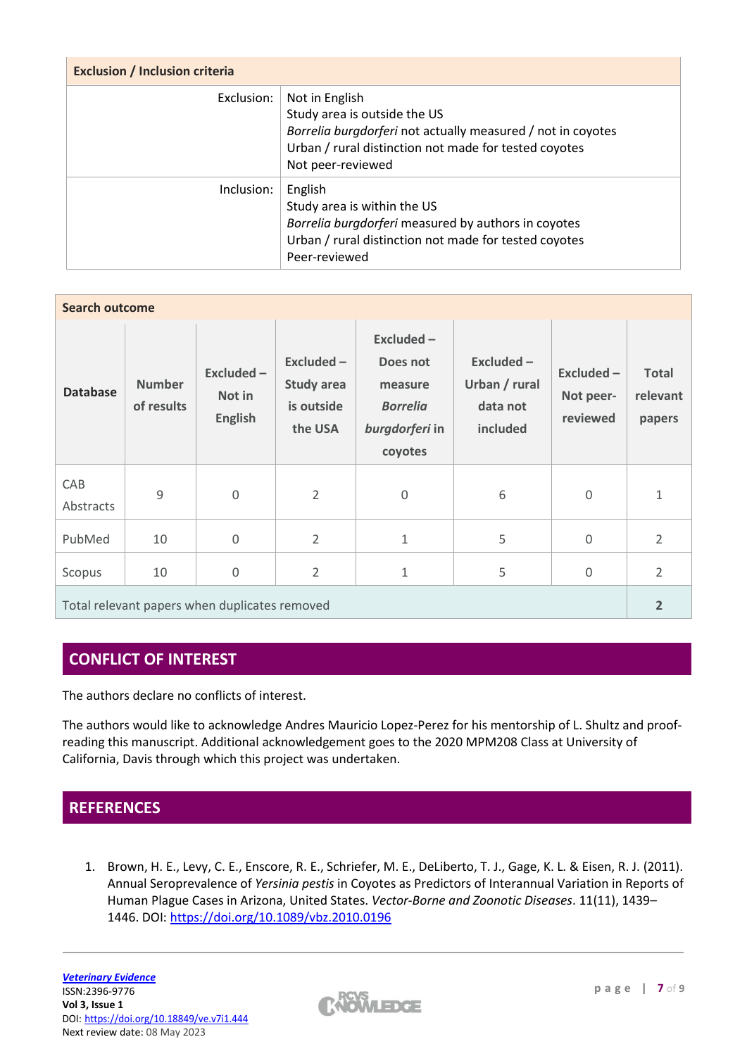| Exclusion / Inclusion criteria | |
|---|---|
| Exclusion: | Not in English<br>Study area is outside the US<br>*Borrelia burgdorferi* not actually measured / not in coyotes<br>Urban / rural distinction not made for tested coyotes<br>Not peer-reviewed |
| Inclusion: | English<br>Study area is within the US<br>*Borrelia burgdorferi* measured by authors in coyotes<br>Urban / rural distinction not made for tested coyotes<br>Peer-reviewed |

| Search outcome | | | | | | | |
|---|---|---|---|---|---|---|---|
| **Database** | **Number of results** | **Excluded – Not in English** | **Excluded – Study area is outside the USA** | **Excluded – Does not measure *Borrelia burgdorferi* in coyotes** | **Excluded – Urban / rural data not included** | **Excluded – Not peer-reviewed** | **Total relevant papers** |
| CAB Abstracts | 9 | 0 | 2 | 0 | 6 | 0 | 1 |
| PubMed | 10 | 0 | 2 | 1 | 5 | 0 | 2 |
| Scopus | 10 | 0 | 2 | 1 | 5 | 0 | 2 |
| Total relevant papers when duplicates removed | | | | | | | **2** |

## CONFLICT OF INTEREST

The authors declare no conflicts of interest.

The authors would like to acknowledge Andres Mauricio Lopez-Perez for his mentorship of L. Shultz and proof-reading this manuscript. Additional acknowledgement goes to the 2020 MPM208 Class at University of California, Davis through which this project was undertaken.

## REFERENCES

1. Brown, H. E., Levy, C. E., Enscore, R. E., Schriefer, M. E., DeLiberto, T. J., Gage, K. L. & Eisen, R. J. (2011). Annual Seroprevalence of *Yersinia pestis* in Coyotes as Predictors of Interannual Variation in Reports of Human Plague Cases in Arizona, United States. *Vector-Borne and Zoonotic Diseases*. 11(11), 1439–1446. DOI: https://doi.org/10.1089/vbz.2010.0196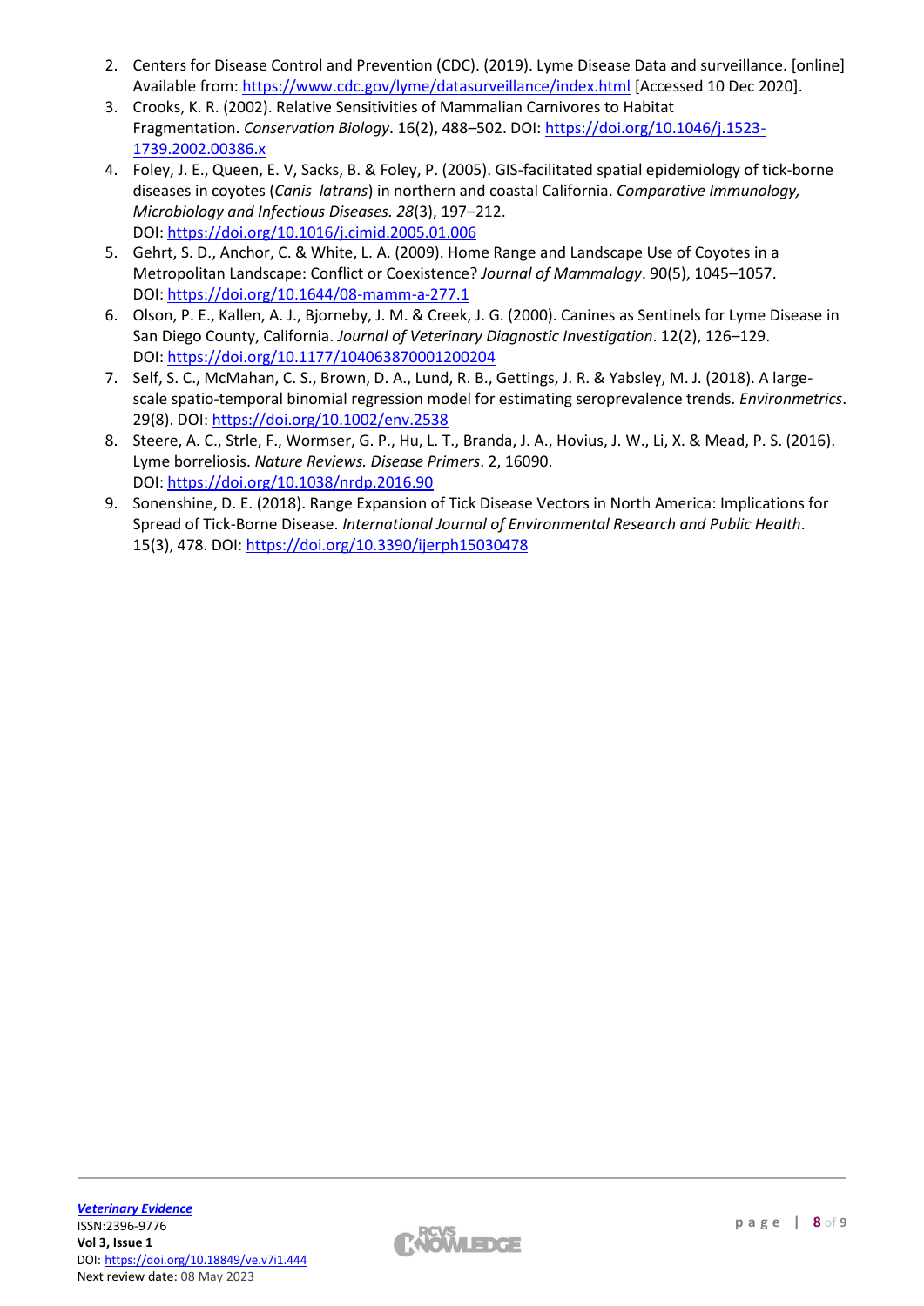2. Centers for Disease Control and Prevention (CDC). (2019). Lyme Disease Data and surveillance. [online] Available from: https://www.cdc.gov/lyme/datasurveillance/index.html [Accessed 10 Dec 2020].
3. Crooks, K. R. (2002). Relative Sensitivities of Mammalian Carnivores to Habitat Fragmentation. *Conservation Biology*. 16(2), 488–502. DOI: https://doi.org/10.1046/j.1523-1739.2002.00386.x
4. Foley, J. E., Queen, E. V, Sacks, B. & Foley, P. (2005). GIS-facilitated spatial epidemiology of tick-borne diseases in coyotes (*Canis latrans*) in northern and coastal California. *Comparative Immunology, Microbiology and Infectious Diseases. 28*(3), 197–212. DOI: https://doi.org/10.1016/j.cimid.2005.01.006
5. Gehrt, S. D., Anchor, C. & White, L. A. (2009). Home Range and Landscape Use of Coyotes in a Metropolitan Landscape: Conflict or Coexistence? *Journal of Mammalogy*. 90(5), 1045–1057. DOI: https://doi.org/10.1644/08-mamm-a-277.1
6. Olson, P. E., Kallen, A. J., Bjorneby, J. M. & Creek, J. G. (2000). Canines as Sentinels for Lyme Disease in San Diego County, California. *Journal of Veterinary Diagnostic Investigation*. 12(2), 126–129. DOI: https://doi.org/10.1177/104063870001200204
7. Self, S. C., McMahan, C. S., Brown, D. A., Lund, R. B., Gettings, J. R. & Yabsley, M. J. (2018). A large-scale spatio-temporal binomial regression model for estimating seroprevalence trends. *Environmetrics*. 29(8). DOI: https://doi.org/10.1002/env.2538
8. Steere, A. C., Strle, F., Wormser, G. P., Hu, L. T., Branda, J. A., Hovius, J. W., Li, X. & Mead, P. S. (2016). Lyme borreliosis. *Nature Reviews. Disease Primers*. 2, 16090. DOI: https://doi.org/10.1038/nrdp.2016.90
9. Sonenshine, D. E. (2018). Range Expansion of Tick Disease Vectors in North America: Implications for Spread of Tick-Borne Disease. *International Journal of Environmental Research and Public Health*. 15(3), 478. DOI: https://doi.org/10.3390/ijerph15030478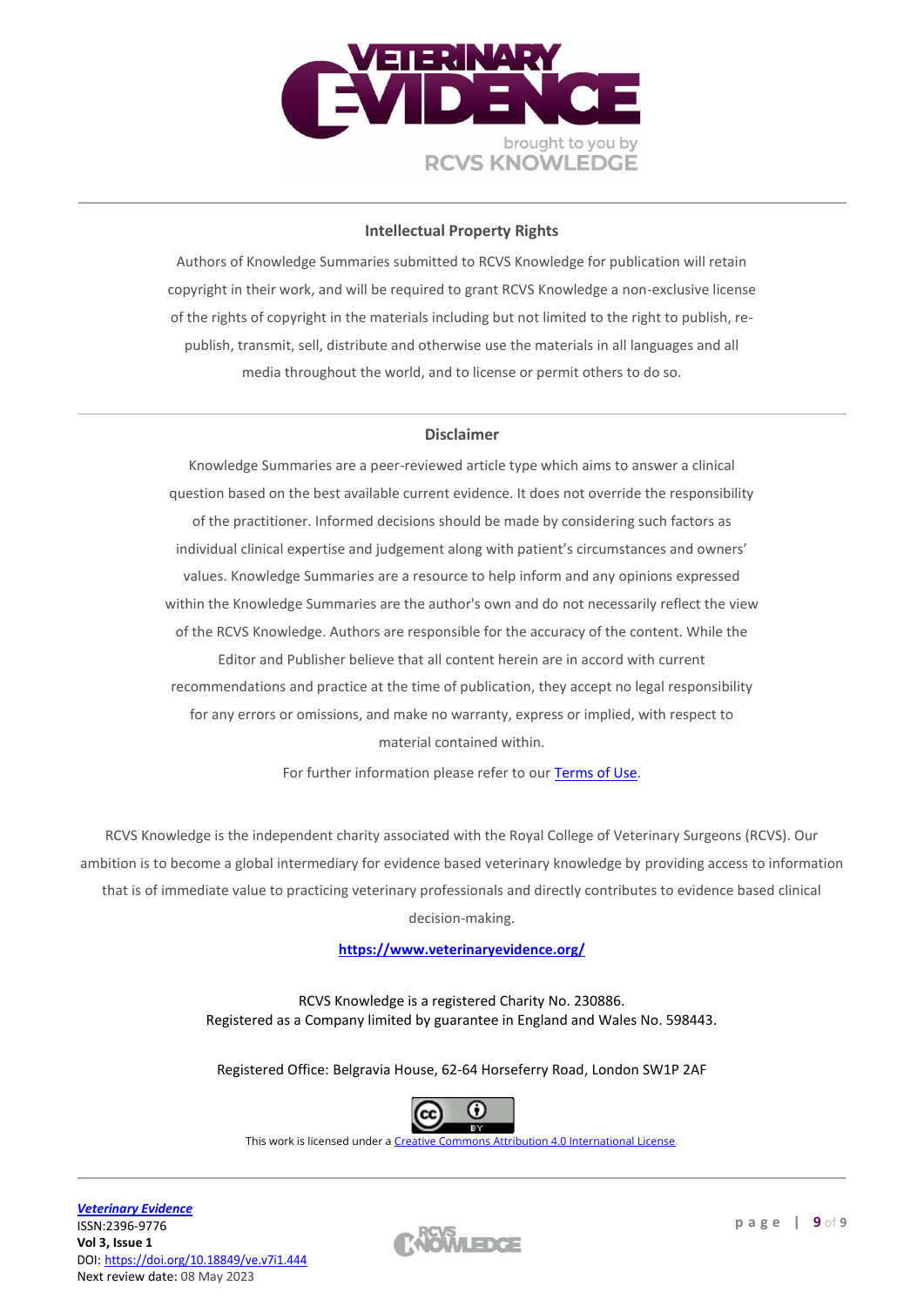### Intellectual Property Rights

Authors of Knowledge Summaries submitted to RCVS Knowledge for publication will retain copyright in their work, and will be required to grant RCVS Knowledge a non-exclusive license of the rights of copyright in the materials including but not limited to the right to publish, re-publish, transmit, sell, distribute and otherwise use the materials in all languages and all media throughout the world, and to license or permit others to do so.

### Disclaimer

Knowledge Summaries are a peer-reviewed article type which aims to answer a clinical question based on the best available current evidence. It does not override the responsibility of the practitioner. Informed decisions should be made by considering such factors as individual clinical expertise and judgement along with patient's circumstances and owners' values. Knowledge Summaries are a resource to help inform and any opinions expressed within the Knowledge Summaries are the author's own and do not necessarily reflect the view of the RCVS Knowledge. Authors are responsible for the accuracy of the content. While the Editor and Publisher believe that all content herein are in accord with current recommendations and practice at the time of publication, they accept no legal responsibility for any errors or omissions, and make no warranty, express or implied, with respect to material contained within.

For further information please refer to our Terms of Use.

RCVS Knowledge is the independent charity associated with the Royal College of Veterinary Surgeons (RCVS). Our ambition is to become a global intermediary for evidence based veterinary knowledge by providing access to information that is of immediate value to practicing veterinary professionals and directly contributes to evidence based clinical decision-making.

**https://www.veterinaryevidence.org/**

RCVS Knowledge is a registered Charity No. 230886.
Registered as a Company limited by guarantee in England and Wales No. 598443.

Registered Office: Belgravia House, 62-64 Horseferry Road, London SW1P 2AF

This work is licensed under a Creative Commons Attribution 4.0 International License.

*Veterinary Evidence*
ISSN:2396-9776
**Vol 3, Issue 1**
DOI: https://doi.org/10.18849/ve.v7i1.444
Next review date: 08 May 2023